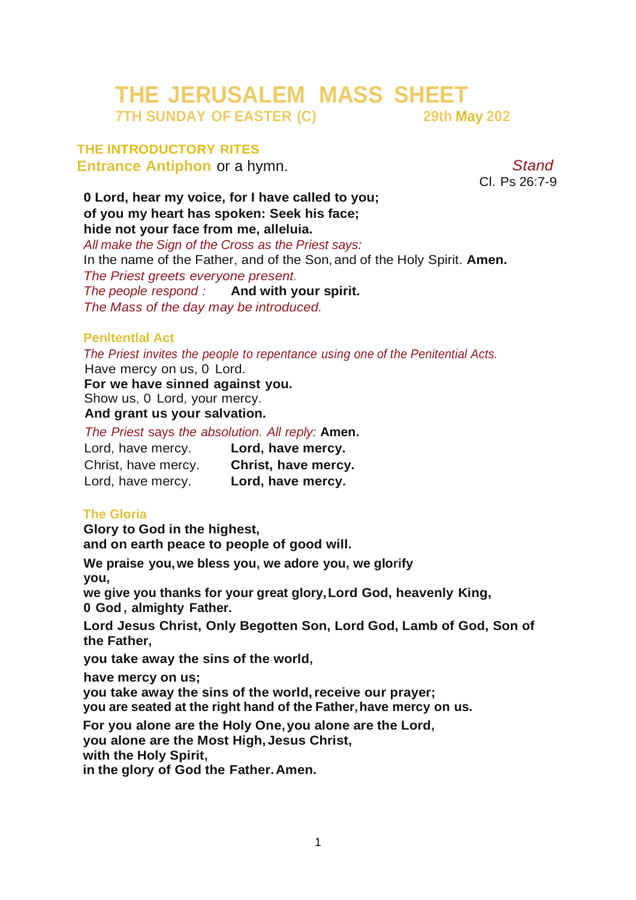# THE JERUSALEM MASS SHEET

## 7TH SUNDAY OF EASTER (C) 29th May 202

### THE INTRODUCTORY RITES

**Entrance Antiphon** or a hymn. *Stand*

Cl. Ps 26:7-9

**0 Lord, hear my voice, for I have called to you;**
**of you my heart has spoken: Seek his face;**
**hide not your face from me, alleluia.**

*All make the Sign of the Cross as the Priest says:*
In the name of the Father, and of the Son, and of the Holy Spirit. **Amen.**
*The Priest greets everyone present.*
*The people respond :* **And with your spirit.**
*The Mass of the day may be introduced.*

#### Penltentlal Act

*The Priest invites the people to repentance using one of the Penitential Acts.*
Have mercy on us, 0 Lord.
**For we have sinned against you.**
Show us, 0 Lord, your mercy.
**And grant us your salvation.**

*The Priest* says *the absolution. All reply:* **Amen.**

| | |
|---|---|
| Lord, have mercy. | **Lord, have mercy.** |
| Christ, have mercy. | **Christ, have mercy.** |
| Lord, have mercy. | **Lord, have mercy.** |

#### The Gloria

**Glory to God in the highest,**
**and on earth peace to people of good will.**

**We praise you, we bless you, we adore you, we glorify you,**
**we give you thanks for your great glory, Lord God, heavenly King,**
**0 God, almighty Father.**

**Lord Jesus Christ, Only Begotten Son, Lord God, Lamb of God, Son of the Father,**

**you take away the sins of the world,**

**have mercy on us;**
**you take away the sins of the world, receive our prayer;**
**you are seated at the right hand of the Father, have mercy on us.**

**For you alone are the Holy One, you alone are the Lord,**
**you alone are the Most High, Jesus Christ,**
**with the Holy Spirit,**
**in the glory of God the Father. Amen.**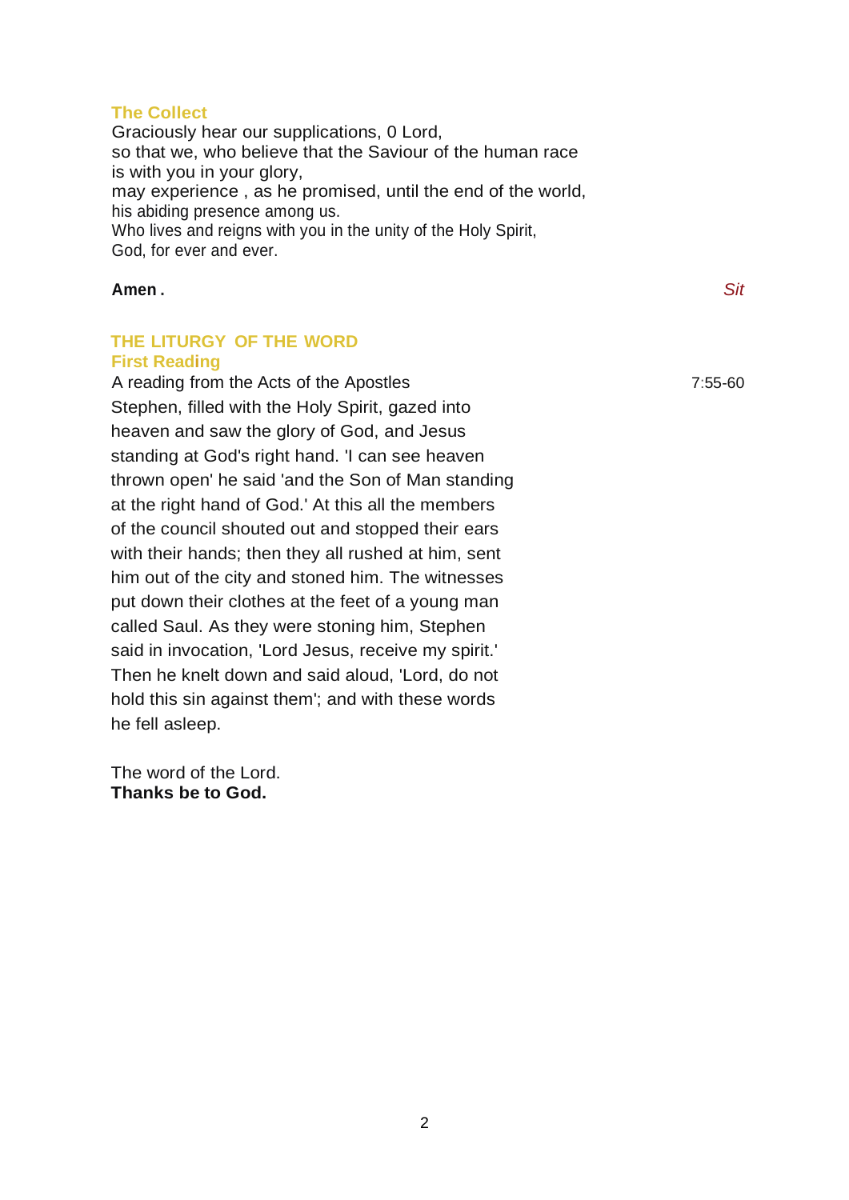### The Collect

Graciously hear our supplications, 0 Lord,
so that we, who believe that the Saviour of the human race
is with you in your glory,
may experience , as he promised, until the end of the world,
his abiding presence among us.
Who lives and reigns with you in the unity of the Holy Spirit,
God, for ever and ever.

**Amen .** *Sit*

## THE LITURGY OF THE WORD

### First Reading

A reading from the Acts of the Apostles 7:55-60

Stephen, filled with the Holy Spirit, gazed into heaven and saw the glory of God, and Jesus standing at God's right hand. 'I can see heaven thrown open' he said 'and the Son of Man standing at the right hand of God.' At this all the members of the council shouted out and stopped their ears with their hands; then they all rushed at him, sent him out of the city and stoned him. The witnesses put down their clothes at the feet of a young man called Saul. As they were stoning him, Stephen said in invocation, 'Lord Jesus, receive my spirit.' Then he knelt down and said aloud, 'Lord, do not hold this sin against them'; and with these words he fell asleep.

The word of the Lord.
**Thanks be to God.**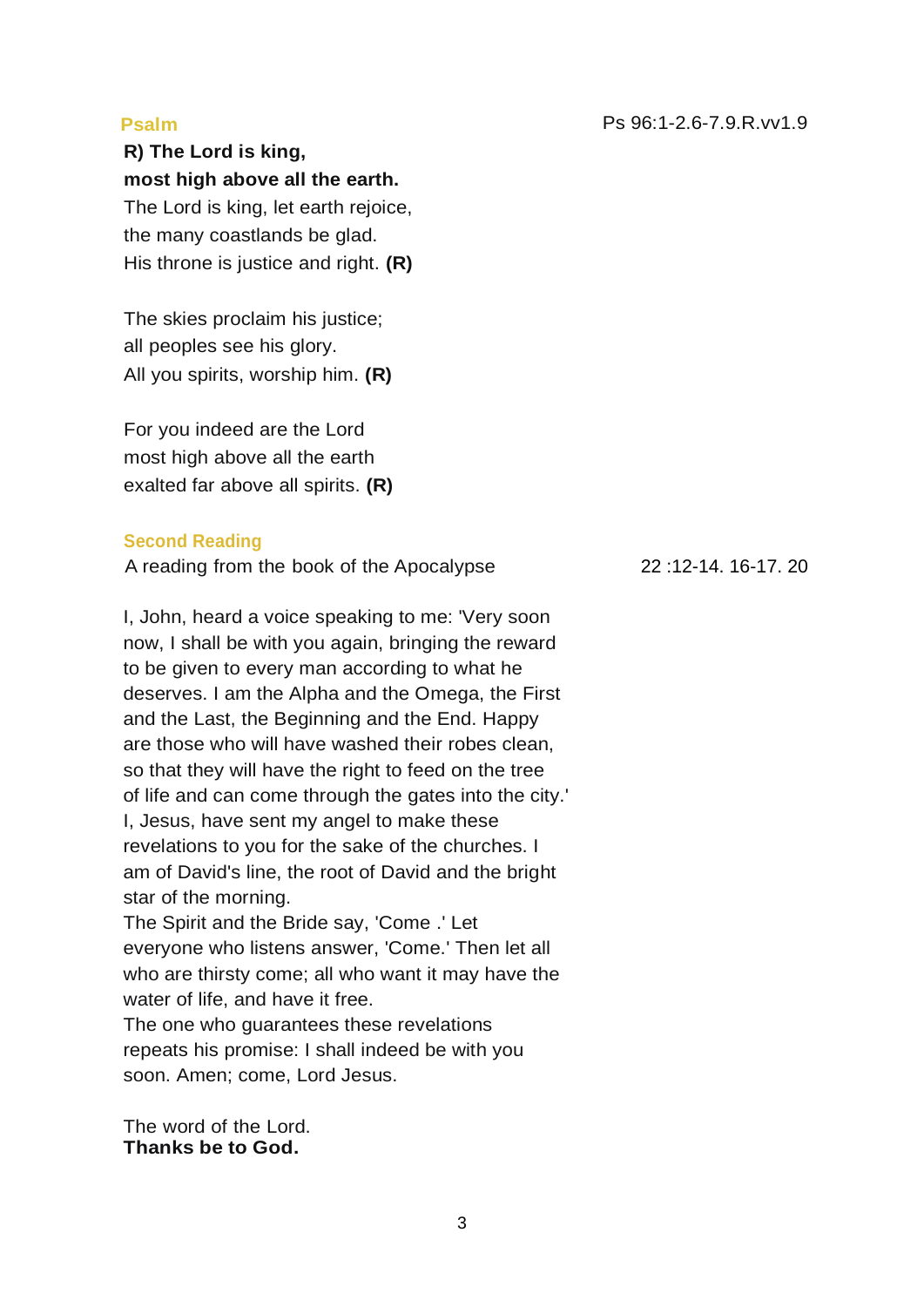## Psalm

Ps 96:1-2.6-7.9.R.vv1.9

**R) The Lord is king,**
**most high above all the earth.**
The Lord is king, let earth rejoice,
the many coastlands be glad.
His throne is justice and right. **(R)**

The skies proclaim his justice;
all peoples see his glory.
All you spirits, worship him. **(R)**

For you indeed are the Lord
most high above all the earth
exalted far above all spirits. **(R)**

## Second Reading

A reading from the book of the Apocalypse 22 :12-14. 16-17. 20

I, John, heard a voice speaking to me: 'Very soon now, I shall be with you again, bringing the reward to be given to every man according to what he deserves. I am the Alpha and the Omega, the First and the Last, the Beginning and the End. Happy are those who will have washed their robes clean, so that they will have the right to feed on the tree of life and can come through the gates into the city.'
I, Jesus, have sent my angel to make these revelations to you for the sake of the churches. I am of David's line, the root of David and the bright star of the morning.
The Spirit and the Bride say, 'Come .' Let everyone who listens answer, 'Come.' Then let all who are thirsty come; all who want it may have the water of life, and have it free.
The one who guarantees these revelations repeats his promise: I shall indeed be with you soon. Amen; come, Lord Jesus.

The word of the Lord.
**Thanks be to God.**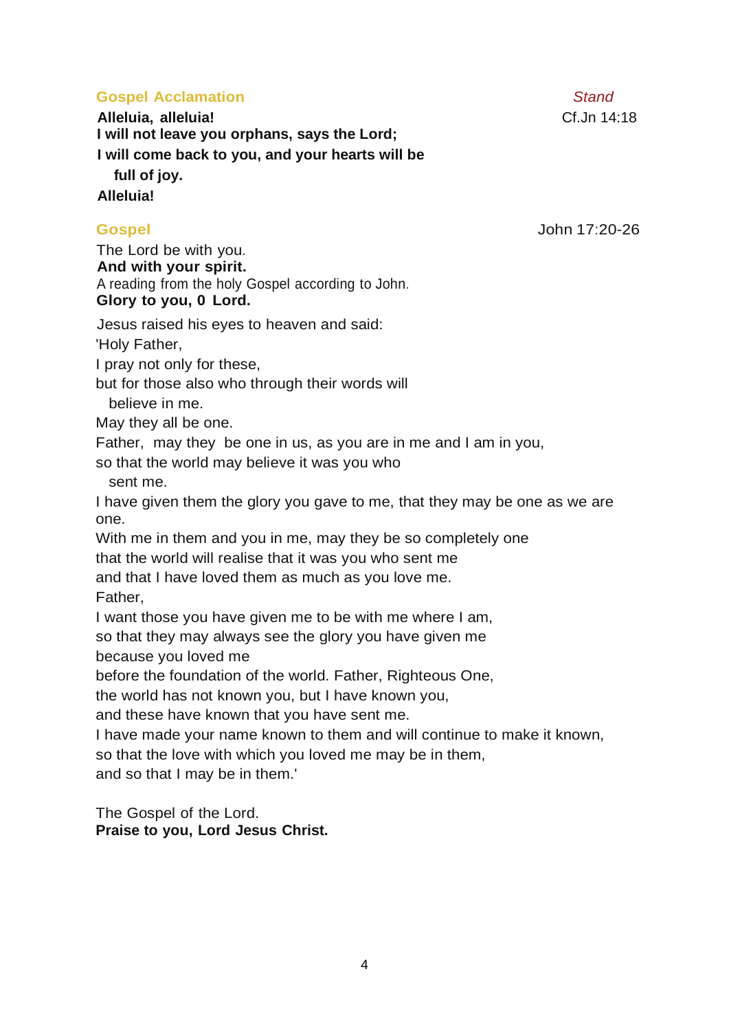## Gospel Acclamation

*Stand*

Cf.Jn 14:18

**Alleluia, alleluia!**
**I will not leave you orphans, says the Lord;**
**I will come back to you, and your hearts will be full of joy.**
**Alleluia!**

## Gospel

John 17:20-26

The Lord be with you.
**And with your spirit.**
A reading from the holy Gospel according to John.
**Glory to you, 0 Lord.**

Jesus raised his eyes to heaven and said:
'Holy Father,
I pray not only for these,
but for those also who through their words will believe in me.
May they all be one.
Father, may they be one in us, as you are in me and I am in you,
so that the world may believe it was you who sent me.
I have given them the glory you gave to me, that they may be one as we are one.
With me in them and you in me, may they be so completely one
that the world will realise that it was you who sent me
and that I have loved them as much as you love me.
Father,
I want those you have given me to be with me where I am,
so that they may always see the glory you have given me
because you loved me
before the foundation of the world. Father, Righteous One,
the world has not known you, but I have known you,
and these have known that you have sent me.
I have made your name known to them and will continue to make it known,
so that the love with which you loved me may be in them,
and so that I may be in them.'

The Gospel of the Lord.
**Praise to you, Lord Jesus Christ.**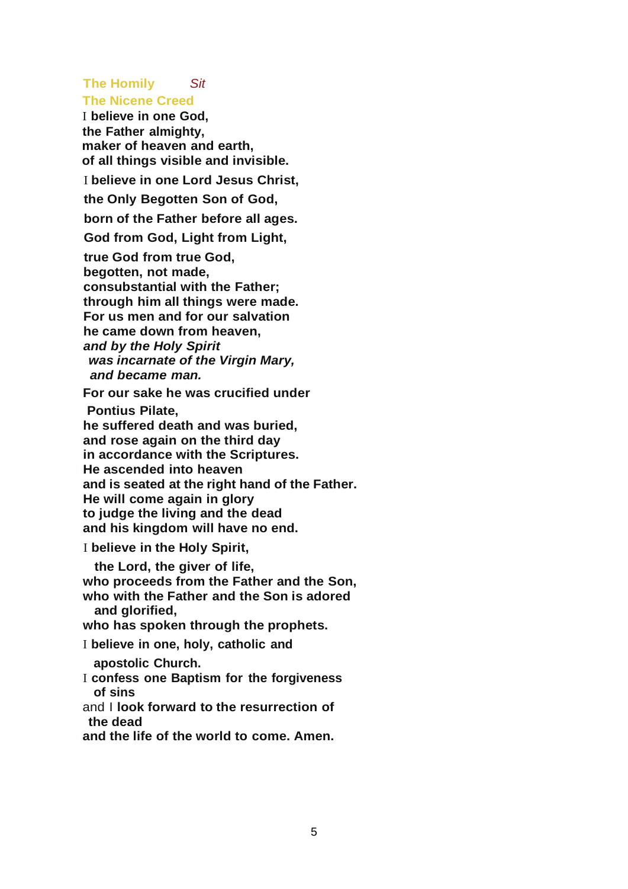### The Homily *Sit*

### The Nicene Creed

I **believe in one God,**
**the Father almighty,**
**maker of heaven and earth,**
**of all things visible and invisible.**

I **believe in one Lord Jesus Christ,**
**the Only Begotten Son of God,**
**born of the Father before all ages.**
**God from God, Light from Light,**
**true God from true God,**
**begotten, not made,**
**consubstantial with the Father;**
**through him all things were made.**
**For us men and for our salvation**
**he came down from heaven,**
***and by the Holy Spirit***
***was incarnate of the Virgin Mary,***
***and became man.***
**For our sake he was crucified under**
**Pontius Pilate,**
**he suffered death and was buried,**
**and rose again on the third day**
**in accordance with the Scriptures.**
**He ascended into heaven**
**and is seated at the right hand of the Father.**
**He will come again in glory**
**to judge the living and the dead**
**and his kingdom will have no end.**

I **believe in the Holy Spirit,**
**the Lord, the giver of life,**
**who proceeds from the Father and the Son,**
**who with the Father and the Son is adored**
**and glorified,**
**who has spoken through the prophets.**

I **believe in one, holy, catholic and**
**apostolic Church.**

I **confess one Baptism for the forgiveness**
**of sins**

and I **look forward to the resurrection of**
**the dead**
**and the life of the world to come. Amen.**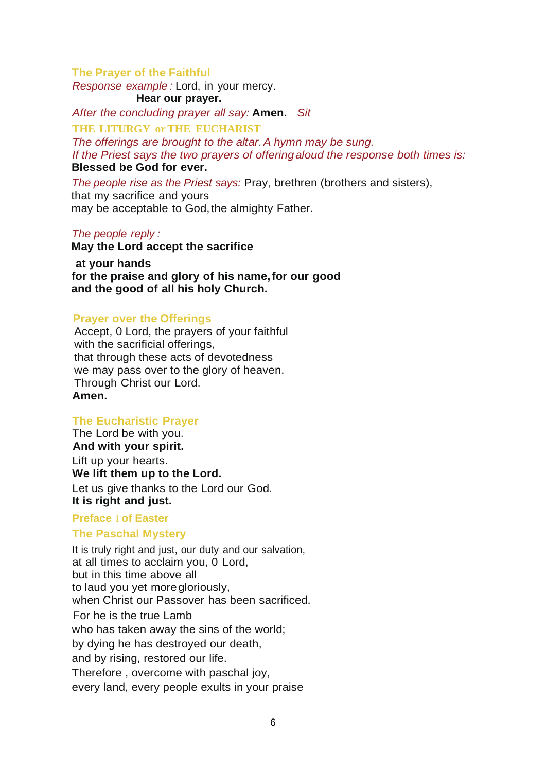### The Prayer of the Faithful

*Response example:* Lord, in your mercy.
**Hear our prayer.**

*After the concluding prayer all say:* **Amen.** *Sit*

## THE LITURGY or THE EUCHARIST

*The offerings are brought to the altar. A hymn may be sung.*
*If the Priest says the two prayers of offering aloud the response both times is:*
**Blessed be God for ever.**

*The people rise as the Priest says:* Pray, brethren (brothers and sisters),
that my sacrifice and yours
may be acceptable to God, the almighty Father.

*The people reply:*
**May the Lord accept the sacrifice**
**at your hands**
**for the praise and glory of his name, for our good**
**and the good of all his holy Church.**

### Prayer over the Offerings

Accept, 0 Lord, the prayers of your faithful
with the sacrificial offerings,
that through these acts of devotedness
we may pass over to the glory of heaven.
Through Christ our Lord.
**Amen.**

### The Eucharistic Prayer

The Lord be with you.
**And with your spirit.**
Lift up your hearts.
**We lift them up to the Lord.**
Let us give thanks to the Lord our God.
**It is right and just.**

### Preface I of Easter

### The Paschal Mystery

It is truly right and just, our duty and our salvation,
at all times to acclaim you, 0 Lord,
but in this time above all
to laud you yet more gloriously,
when Christ our Passover has been sacrificed.
For he is the true Lamb
who has taken away the sins of the world;
by dying he has destroyed our death,
and by rising, restored our life.
Therefore , overcome with paschal joy,
every land, every people exults in your praise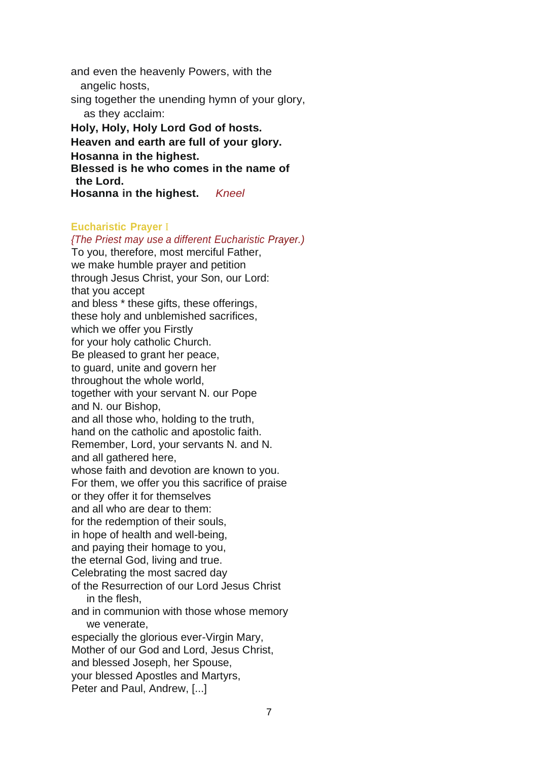and even the heavenly Powers, with the
angelic hosts,
sing together the unending hymn of your glory,
as they acclaim:

**Holy, Holy, Holy Lord God of hosts.**
**Heaven and earth are full of your glory.**
**Hosanna in the highest.**
**Blessed is he who comes in the name of**
**the Lord.**
**Hosanna in the highest.** *Kneel*

## Eucharistic Prayer I

*{The Priest may use a different Eucharistic Prayer.)*

To you, therefore, most merciful Father,
we make humble prayer and petition
through Jesus Christ, your Son, our Lord:
that you accept
and bless * these gifts, these offerings,
these holy and unblemished sacrifices,
which we offer you Firstly
for your holy catholic Church.
Be pleased to grant her peace,
to guard, unite and govern her
throughout the whole world,
together with your servant N. our Pope
and N. our Bishop,
and all those who, holding to the truth,
hand on the catholic and apostolic faith.
Remember, Lord, your servants N. and N.
and all gathered here,
whose faith and devotion are known to you.
For them, we offer you this sacrifice of praise
or they offer it for themselves
and all who are dear to them:
for the redemption of their souls,
in hope of health and well-being,
and paying their homage to you,
the eternal God, living and true.
Celebrating the most sacred day
of the Resurrection of our Lord Jesus Christ
in the flesh,
and in communion with those whose memory
we venerate,
especially the glorious ever-Virgin Mary,
Mother of our God and Lord, Jesus Christ,
and blessed Joseph, her Spouse,
your blessed Apostles and Martyrs,
Peter and Paul, Andrew, [...]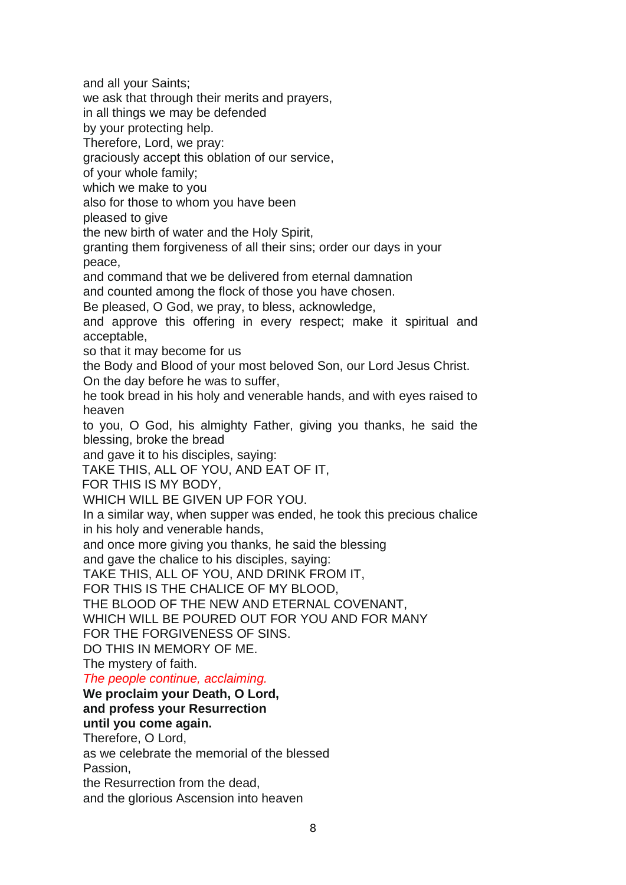and all your Saints;
we ask that through their merits and prayers,
in all things we may be defended
by your protecting help.
Therefore, Lord, we pray:
graciously accept this oblation of our service,
of your whole family;
which we make to you
also for those to whom you have been
pleased to give
the new birth of water and the Holy Spirit,
granting them forgiveness of all their sins; order our days in your peace,
and command that we be delivered from eternal damnation
and counted among the flock of those you have chosen.
Be pleased, O God, we pray, to bless, acknowledge,
and approve this offering in every respect; make it spiritual and acceptable,
so that it may become for us
the Body and Blood of your most beloved Son, our Lord Jesus Christ.
On the day before he was to suffer,
he took bread in his holy and venerable hands, and with eyes raised to heaven
to you, O God, his almighty Father, giving you thanks, he said the blessing, broke the bread
and gave it to his disciples, saying:
TAKE THIS, ALL OF YOU, AND EAT OF IT,
FOR THIS IS MY BODY,
WHICH WILL BE GIVEN UP FOR YOU.
In a similar way, when supper was ended, he took this precious chalice in his holy and venerable hands,
and once more giving you thanks, he said the blessing
and gave the chalice to his disciples, saying:
TAKE THIS, ALL OF YOU, AND DRINK FROM IT,
FOR THIS IS THE CHALICE OF MY BLOOD,
THE BLOOD OF THE NEW AND ETERNAL COVENANT,
WHICH WILL BE POURED OUT FOR YOU AND FOR MANY
FOR THE FORGIVENESS OF SINS.
DO THIS IN MEMORY OF ME.
The mystery of faith.
*The people continue, acclaiming.*
**We proclaim your Death, O Lord,**
**and profess your Resurrection**
**until you come again.**
Therefore, O Lord,
as we celebrate the memorial of the blessed
Passion,
the Resurrection from the dead,
and the glorious Ascension into heaven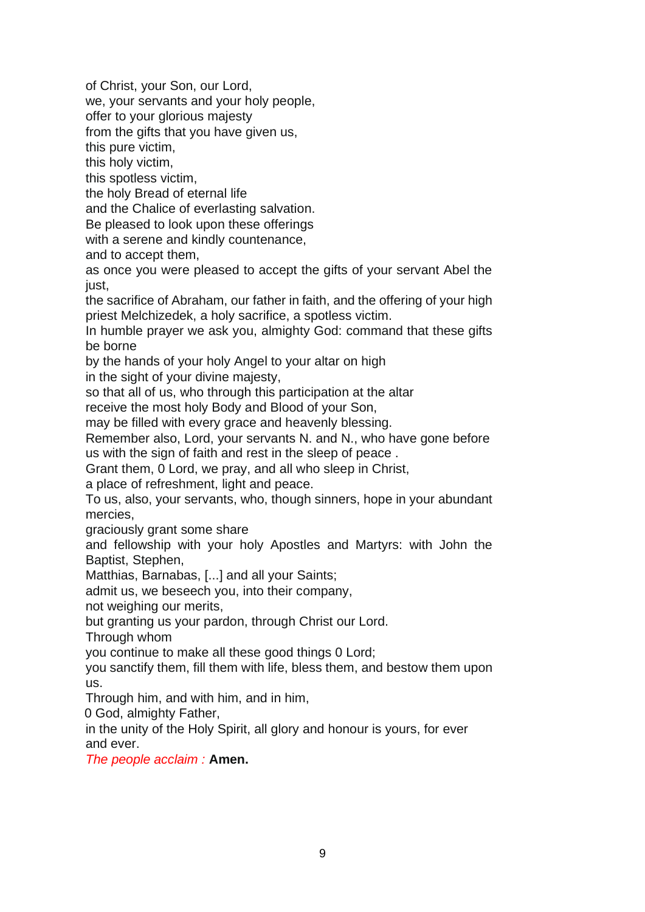of Christ, your Son, our Lord,
we, your servants and your holy people,
offer to your glorious majesty
from the gifts that you have given us,
this pure victim,
this holy victim,
this spotless victim,
the holy Bread of eternal life
and the Chalice of everlasting salvation.
Be pleased to look upon these offerings
with a serene and kindly countenance,
and to accept them,
as once you were pleased to accept the gifts of your servant Abel the just,
the sacrifice of Abraham, our father in faith, and the offering of your high priest Melchizedek, a holy sacrifice, a spotless victim.
In humble prayer we ask you, almighty God: command that these gifts be borne
by the hands of your holy Angel to your altar on high
in the sight of your divine majesty,
so that all of us, who through this participation at the altar
receive the most holy Body and Blood of your Son,
may be filled with every grace and heavenly blessing.
Remember also, Lord, your servants N. and N., who have gone before us with the sign of faith and rest in the sleep of peace .
Grant them, 0 Lord, we pray, and all who sleep in Christ,
a place of refreshment, light and peace.
To us, also, your servants, who, though sinners, hope in your abundant mercies,
graciously grant some share
and fellowship with your holy Apostles and Martyrs: with John the Baptist, Stephen,
Matthias, Barnabas, [...] and all your Saints;
admit us, we beseech you, into their company,
not weighing our merits,
but granting us your pardon, through Christ our Lord.
Through whom
you continue to make all these good things 0 Lord;
you sanctify them, fill them with life, bless them, and bestow them upon us.
Through him, and with him, and in him,
0 God, almighty Father,
in the unity of the Holy Spirit, all glory and honour is yours, for ever and ever.
*The people acclaim :* **Amen.**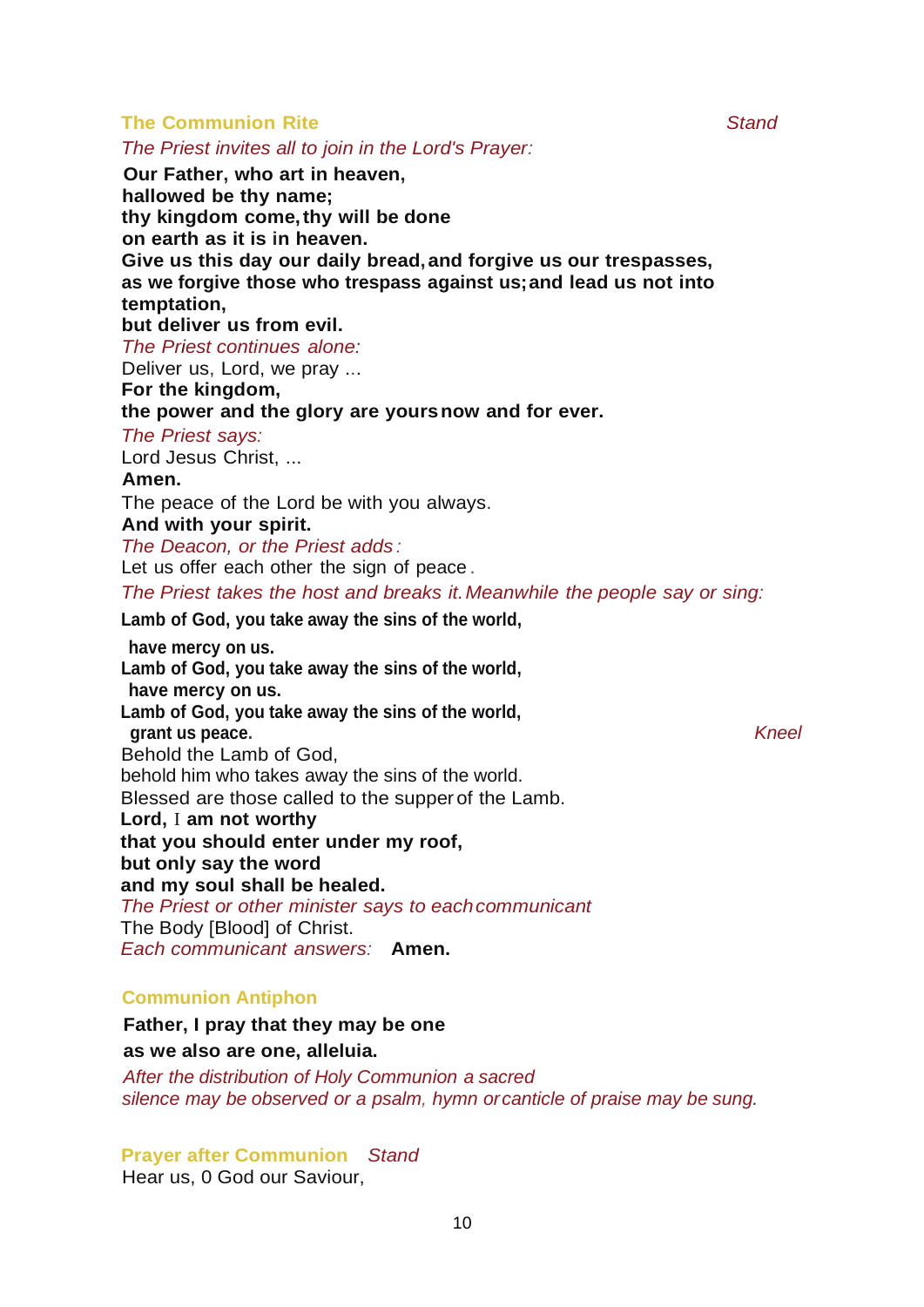## The Communion Rite

*Stand*

*The Priest invites all to join in the Lord's Prayer:*

**Our Father, who art in heaven,**
**hallowed be thy name;**
**thy kingdom come, thy will be done**
**on earth as it is in heaven.**
**Give us this day our daily bread, and forgive us our trespasses,**
**as we forgive those who trespass against us; and lead us not into temptation,**
**but deliver us from evil.**

*The Priest continues alone:*

Deliver us, Lord, we pray ...

**For the kingdom,**
**the power and the glory are yours now and for ever.**

*The Priest says:*

Lord Jesus Christ, ...

**Amen.**

The peace of the Lord be with you always.

**And with your spirit.**

*The Deacon, or the Priest adds:*

Let us offer each other the sign of peace.

*The Priest takes the host and breaks it. Meanwhile the people say or sing:*

**Lamb of God, you take away the sins of the world,**
**have mercy on us.**
**Lamb of God, you take away the sins of the world,**
**have mercy on us.**
**Lamb of God, you take away the sins of the world,**
**grant us peace.**

*Kneel*

Behold the Lamb of God,
behold him who takes away the sins of the world.
Blessed are those called to the supper of the Lamb.

**Lord, I am not worthy**
**that you should enter under my roof,**
**but only say the word**
**and my soul shall be healed.**

*The Priest or other minister says to each communicant*

The Body [Blood] of Christ.

*Each communicant answers:* **Amen.**

## Communion Antiphon

**Father, I pray that they may be one**
**as we also are one, alleluia.**

*After the distribution of Holy Communion a sacred silence may be observed or a psalm, hymn or canticle of praise may be sung.*

## Prayer after Communion

*Stand*

Hear us, O God our Saviour,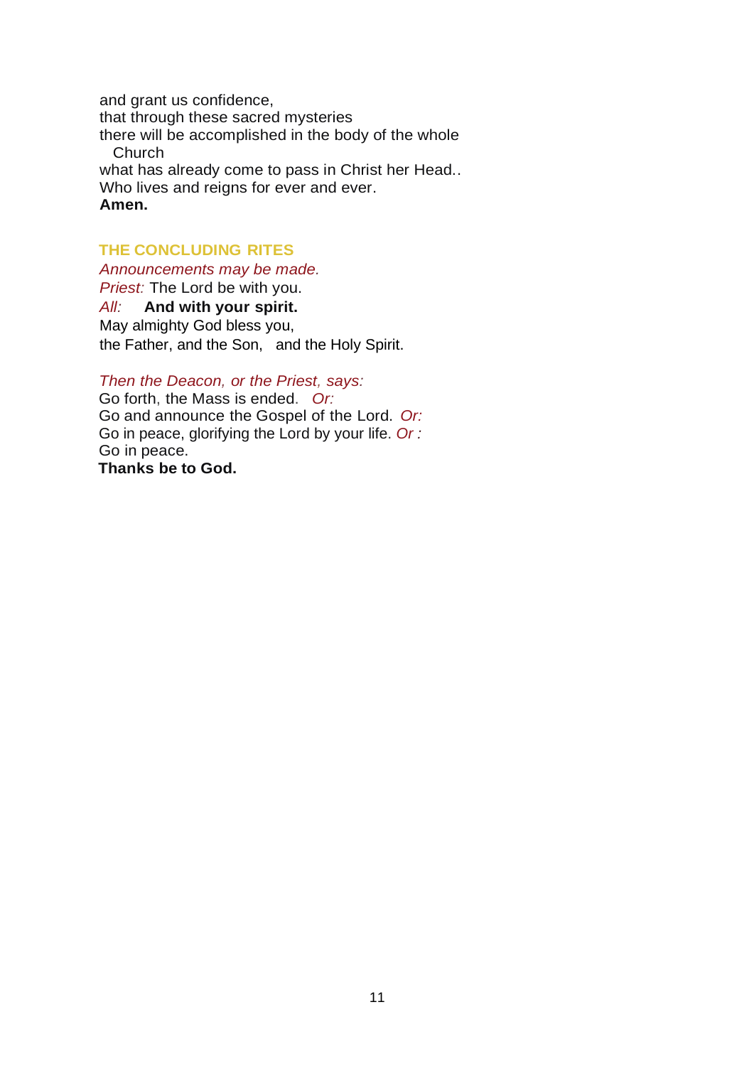and grant us confidence,
that through these sacred mysteries
there will be accomplished in the body of the whole
  Church
what has already come to pass in Christ her Head..
Who lives and reigns for ever and ever.
**Amen.**

## THE CONCLUDING RITES

*Announcements may be made.*
*Priest:* The Lord be with you.
*All:* **And with your spirit.**
May almighty God bless you,
the Father, and the Son, and the Holy Spirit.

*Then the Deacon, or the Priest, says:*
Go forth, the Mass is ended. *Or:*
Go and announce the Gospel of the Lord. *Or:*
Go in peace, glorifying the Lord by your life. *Or :*
Go in peace.
**Thanks be to God.**